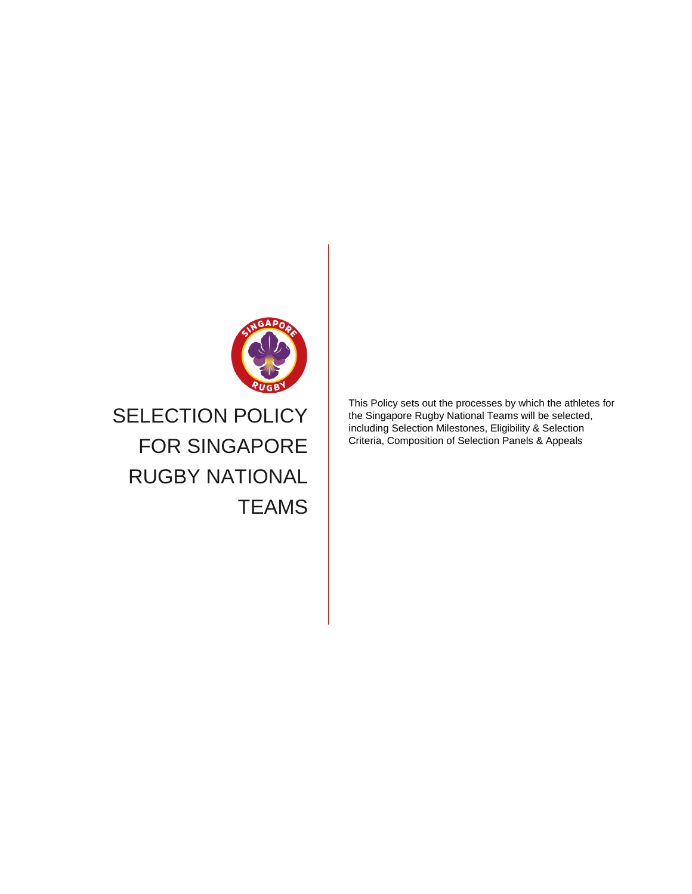# SELECTION POLICY FOR SINGAPORE RUGBY NATIONAL TEAMS

This Policy sets out the processes by which the athletes for the Singapore Rugby National Teams will be selected, including Selection Milestones, Eligibility & Selection Criteria, Composition of Selection Panels & Appeals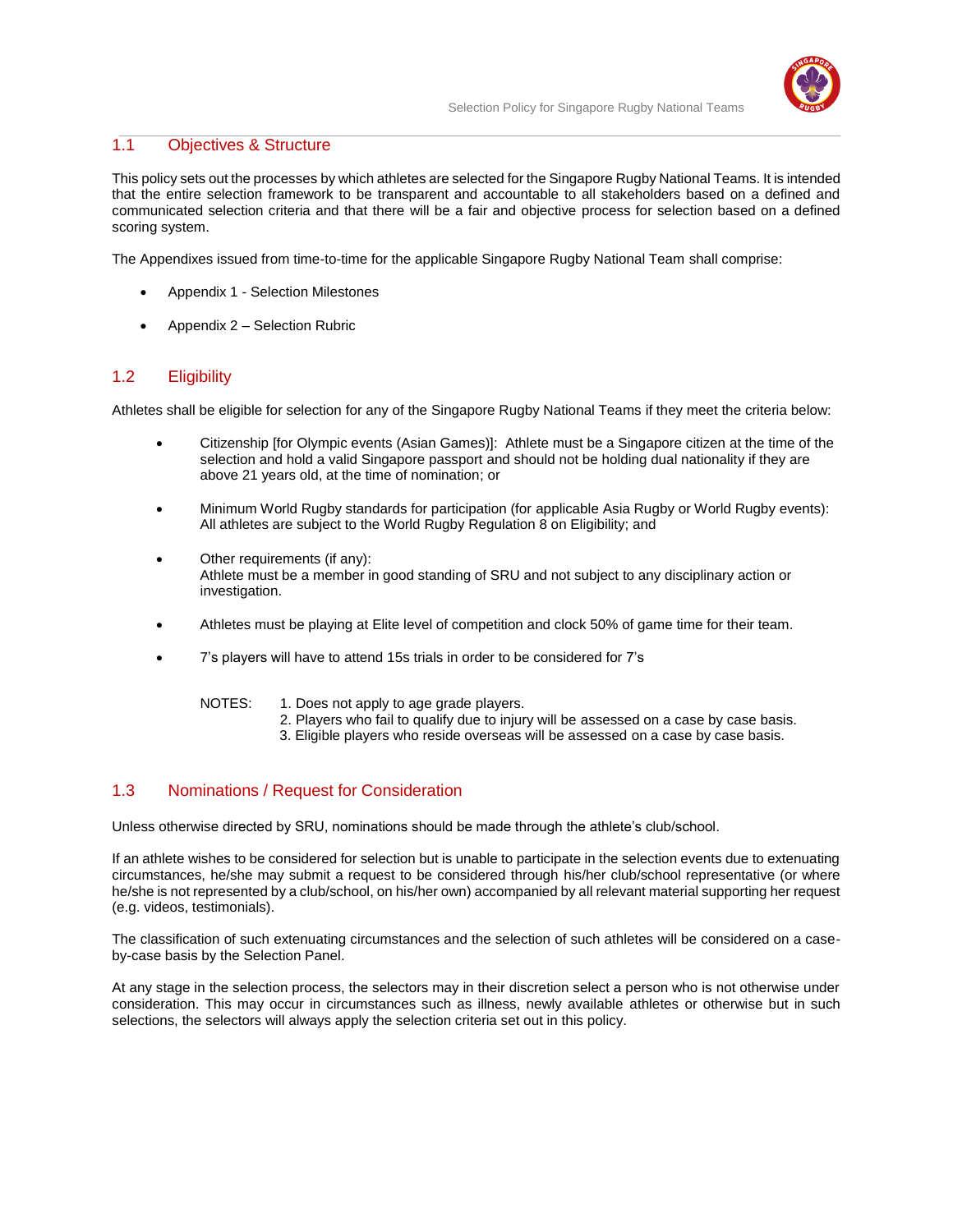## 1.1 Objectives & Structure

This policy sets out the processes by which athletes are selected for the Singapore Rugby National Teams. It is intended that the entire selection framework to be transparent and accountable to all stakeholders based on a defined and communicated selection criteria and that there will be a fair and objective process for selection based on a defined scoring system.

The Appendixes issued from time-to-time for the applicable Singapore Rugby National Team shall comprise:

- Appendix 1 - Selection Milestones
- Appendix 2 – Selection Rubric

## 1.2 Eligibility

Athletes shall be eligible for selection for any of the Singapore Rugby National Teams if they meet the criteria below:

- Citizenship [for Olympic events (Asian Games)]: Athlete must be a Singapore citizen at the time of the selection and hold a valid Singapore passport and should not be holding dual nationality if they are above 21 years old, at the time of nomination; or
- Minimum World Rugby standards for participation (for applicable Asia Rugby or World Rugby events): All athletes are subject to the World Rugby Regulation 8 on Eligibility; and
- Other requirements (if any):
  Athlete must be a member in good standing of SRU and not subject to any disciplinary action or investigation.
- Athletes must be playing at Elite level of competition and clock 50% of game time for their team.
- 7's players will have to attend 15s trials in order to be considered for 7's

NOTES:
1. Does not apply to age grade players.
2. Players who fail to qualify due to injury will be assessed on a case by case basis.
3. Eligible players who reside overseas will be assessed on a case by case basis.

## 1.3 Nominations / Request for Consideration

Unless otherwise directed by SRU, nominations should be made through the athlete's club/school.

If an athlete wishes to be considered for selection but is unable to participate in the selection events due to extenuating circumstances, he/she may submit a request to be considered through his/her club/school representative (or where he/she is not represented by a club/school, on his/her own) accompanied by all relevant material supporting her request (e.g. videos, testimonials).

The classification of such extenuating circumstances and the selection of such athletes will be considered on a case-by-case basis by the Selection Panel.

At any stage in the selection process, the selectors may in their discretion select a person who is not otherwise under consideration. This may occur in circumstances such as illness, newly available athletes or otherwise but in such selections, the selectors will always apply the selection criteria set out in this policy.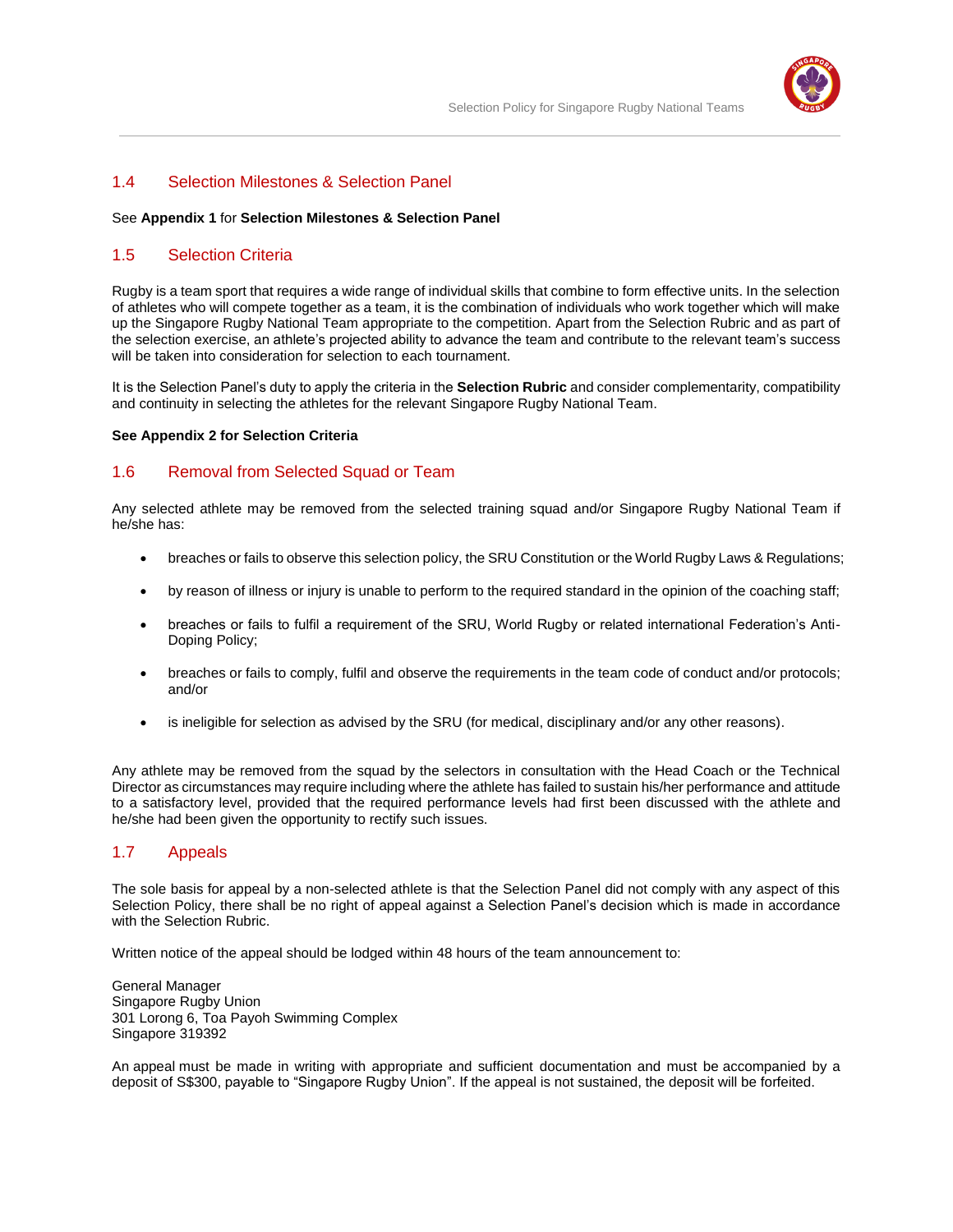## 1.4 Selection Milestones & Selection Panel

See **Appendix 1** for **Selection Milestones & Selection Panel**

## 1.5 Selection Criteria

Rugby is a team sport that requires a wide range of individual skills that combine to form effective units. In the selection of athletes who will compete together as a team, it is the combination of individuals who work together which will make up the Singapore Rugby National Team appropriate to the competition. Apart from the Selection Rubric and as part of the selection exercise, an athlete's projected ability to advance the team and contribute to the relevant team's success will be taken into consideration for selection to each tournament.

It is the Selection Panel's duty to apply the criteria in the **Selection Rubric** and consider complementarity, compatibility and continuity in selecting the athletes for the relevant Singapore Rugby National Team.

**See Appendix 2 for Selection Criteria**

## 1.6 Removal from Selected Squad or Team

Any selected athlete may be removed from the selected training squad and/or Singapore Rugby National Team if he/she has:

- breaches or fails to observe this selection policy, the SRU Constitution or the World Rugby Laws & Regulations;
- by reason of illness or injury is unable to perform to the required standard in the opinion of the coaching staff;
- breaches or fails to fulfil a requirement of the SRU, World Rugby or related international Federation's Anti-Doping Policy;
- breaches or fails to comply, fulfil and observe the requirements in the team code of conduct and/or protocols; and/or
- is ineligible for selection as advised by the SRU (for medical, disciplinary and/or any other reasons).

Any athlete may be removed from the squad by the selectors in consultation with the Head Coach or the Technical Director as circumstances may require including where the athlete has failed to sustain his/her performance and attitude to a satisfactory level, provided that the required performance levels had first been discussed with the athlete and he/she had been given the opportunity to rectify such issues.

## 1.7 Appeals

The sole basis for appeal by a non-selected athlete is that the Selection Panel did not comply with any aspect of this Selection Policy, there shall be no right of appeal against a Selection Panel's decision which is made in accordance with the Selection Rubric.

Written notice of the appeal should be lodged within 48 hours of the team announcement to:

General Manager
Singapore Rugby Union
301 Lorong 6, Toa Payoh Swimming Complex
Singapore 319392

An appeal must be made in writing with appropriate and sufficient documentation and must be accompanied by a deposit of S$300, payable to "Singapore Rugby Union". If the appeal is not sustained, the deposit will be forfeited.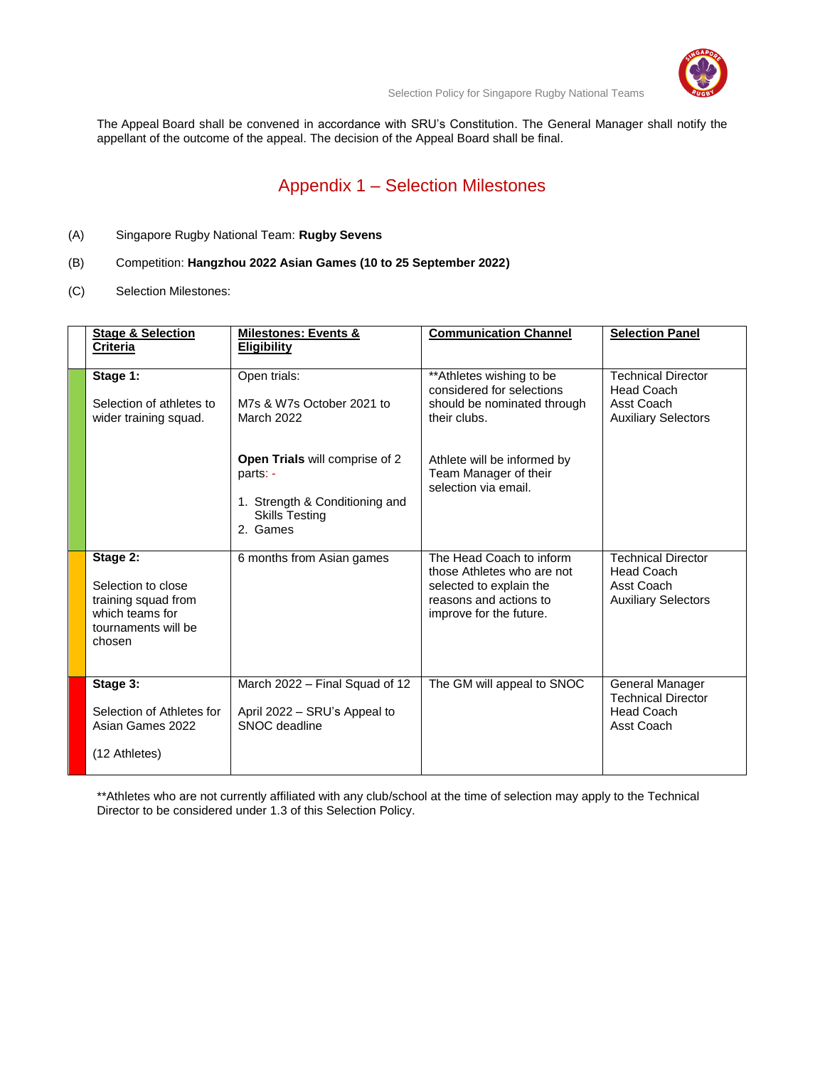The Appeal Board shall be convened in accordance with SRU's Constitution. The General Manager shall notify the appellant of the outcome of the appeal. The decision of the Appeal Board shall be final.

# Appendix 1 – Selection Milestones

(A) Singapore Rugby National Team: **Rugby Sevens**

(B) Competition: **Hangzhou 2022 Asian Games (10 to 25 September 2022)**

(C) Selection Milestones:

| Stage & Selection Criteria | Milestones: Events & Eligibility | Communication Channel | Selection Panel |
| --- | --- | --- | --- |
| **Stage 1:**<br><br>Selection of athletes to wider training squad. | Open trials:<br><br>M7s & W7s October 2021 to March 2022<br><br>**Open Trials** will comprise of 2 parts: -<br><br>1. Strength & Conditioning and Skills Testing<br>2. Games | **Athletes wishing to be considered for selections should be nominated through their clubs.<br><br>Athlete will be informed by Team Manager of their selection via email. | Technical Director<br>Head Coach<br>Asst Coach<br>Auxiliary Selectors |
| **Stage 2:**<br><br>Selection to close training squad from which teams for tournaments will be chosen | 6 months from Asian games | The Head Coach to inform those Athletes who are not selected to explain the reasons and actions to improve for the future. | Technical Director<br>Head Coach<br>Asst Coach<br>Auxiliary Selectors |
| **Stage 3:**<br><br>Selection of Athletes for Asian Games 2022<br><br>(12 Athletes) | March 2022 – Final Squad of 12<br><br>April 2022 – SRU's Appeal to SNOC deadline | The GM will appeal to SNOC | General Manager<br>Technical Director<br>Head Coach<br>Asst Coach |

**Athletes who are not currently affiliated with any club/school at the time of selection may apply to the Technical Director to be considered under 1.3 of this Selection Policy.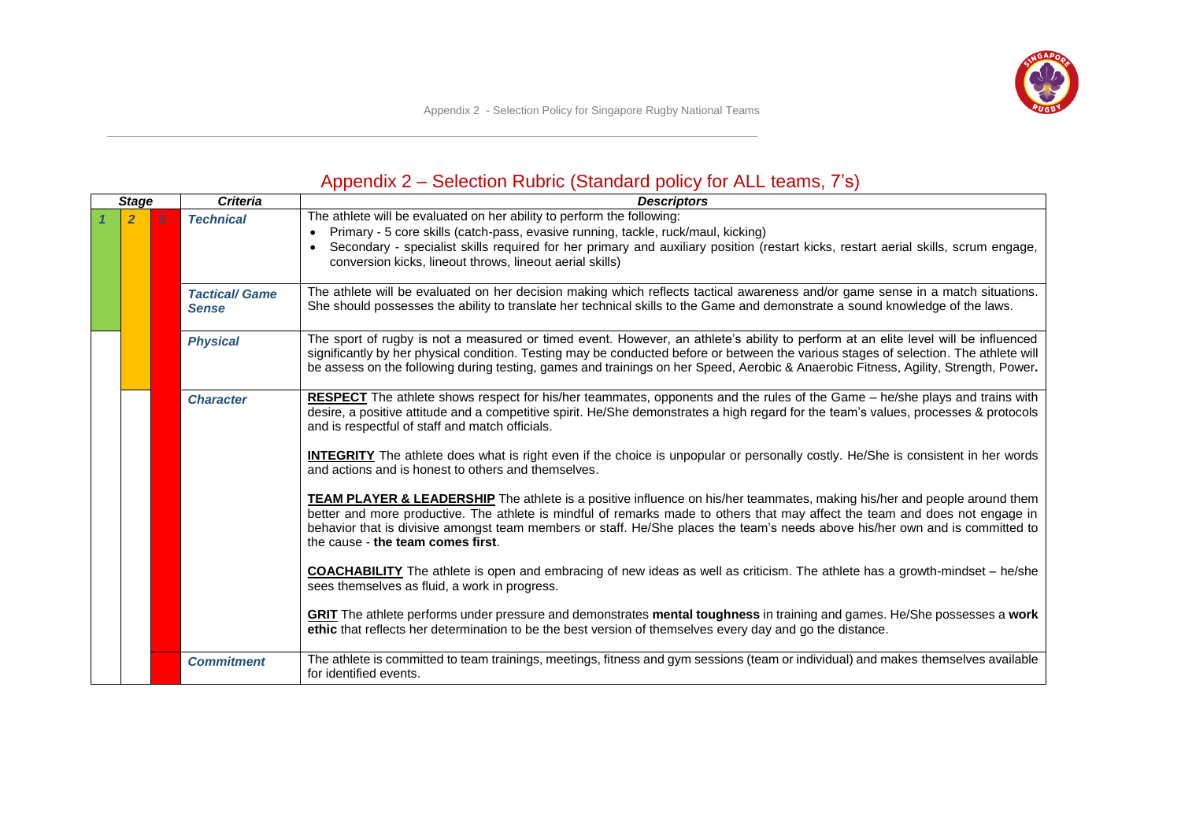# Appendix 2 – Selection Rubric (Standard policy for ALL teams, 7's)

| Stage | | | Criteria | Descriptors |
|---|---|---|---|---|
| 1 | 2 | 3 | ***Technical*** | The athlete will be evaluated on her ability to perform the following:<br>• Primary - 5 core skills (catch-pass, evasive running, tackle, ruck/maul, kicking)<br>• Secondary - specialist skills required for her primary and auxiliary position (restart kicks, restart aerial skills, scrum engage, conversion kicks, lineout throws, lineout aerial skills) |
| | | | ***Tactical/ Game Sense*** | The athlete will be evaluated on her decision making which reflects tactical awareness and/or game sense in a match situations. She should possesses the ability to translate her technical skills to the Game and demonstrate a sound knowledge of the laws. |
| | | | ***Physical*** | The sport of rugby is not a measured or timed event. However, an athlete's ability to perform at an elite level will be influenced significantly by her physical condition. Testing may be conducted before or between the various stages of selection. The athlete will be assess on the following during testing, games and trainings on her Speed, Aerobic & Anaerobic Fitness, Agility, Strength, Power**.** |
| | | | ***Character*** | **RESPECT** The athlete shows respect for his/her teammates, opponents and the rules of the Game – he/she plays and trains with desire, a positive attitude and a competitive spirit. He/She demonstrates a high regard for the team's values, processes & protocols and is respectful of staff and match officials.<br><br>**INTEGRITY** The athlete does what is right even if the choice is unpopular or personally costly. He/She is consistent in her words and actions and is honest to others and themselves.<br><br>**TEAM PLAYER & LEADERSHIP** The athlete is a positive influence on his/her teammates, making his/her and people around them better and more productive. The athlete is mindful of remarks made to others that may affect the team and does not engage in behavior that is divisive amongst team members or staff. He/She places the team's needs above his/her own and is committed to the cause - **the team comes first**.<br><br>**COACHABILITY** The athlete is open and embracing of new ideas as well as criticism. The athlete has a growth-mindset – he/she sees themselves as fluid, a work in progress.<br><br>**GRIT** The athlete performs under pressure and demonstrates **mental toughness** in training and games. He/She possesses a **work ethic** that reflects her determination to be the best version of themselves every day and go the distance. |
| | | | ***Commitment*** | The athlete is committed to team trainings, meetings, fitness and gym sessions (team or individual) and makes themselves available for identified events. |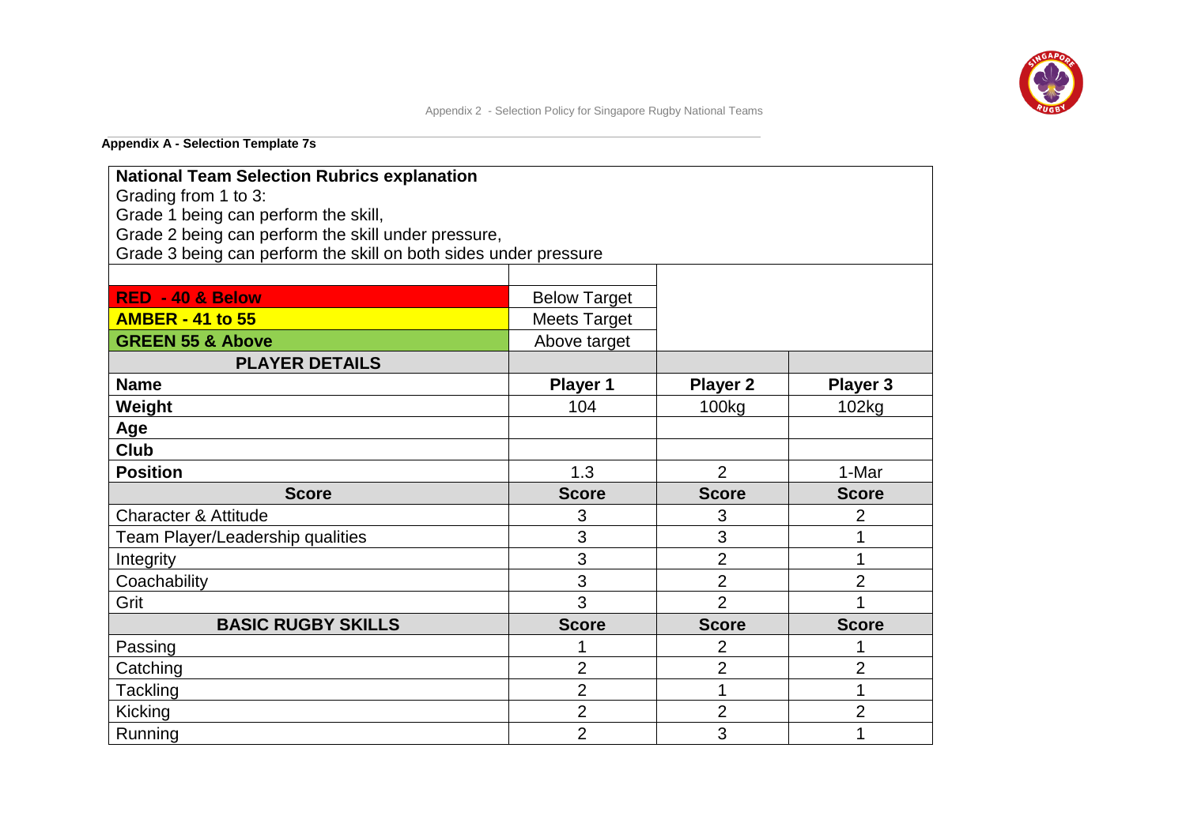**Appendix A - Selection Template 7s**

| National Team Selection Rubrics explanation<br>Grading from 1 to 3:<br>Grade 1 being can perform the skill,<br>Grade 2 being can perform the skill under pressure,<br>Grade 3 being can perform the skill on both sides under pressure | | | |
|---|---|---|---|
| | | | |
| **RED - 40 & Below** | Below Target | | |
| **AMBER - 41 to 55** | Meets Target | | |
| **GREEN 55 & Above** | Above target | | |
| **PLAYER DETAILS** | | | |
| **Name** | **Player 1** | **Player 2** | **Player 3** |
| **Weight** | 104 | 100kg | 102kg |
| **Age** | | | |
| **Club** | | | |
| **Position** | 1.3 | 2 | 1-Mar |
| **Score** | **Score** | **Score** | **Score** |
| Character & Attitude | 3 | 3 | 2 |
| Team Player/Leadership qualities | 3 | 3 | 1 |
| Integrity | 3 | 2 | 1 |
| Coachability | 3 | 2 | 2 |
| Grit | 3 | 2 | 1 |
| **BASIC RUGBY SKILLS** | **Score** | **Score** | **Score** |
| Passing | 1 | 2 | 1 |
| Catching | 2 | 2 | 2 |
| Tackling | 2 | 1 | 1 |
| Kicking | 2 | 2 | 2 |
| Running | 2 | 3 | 1 |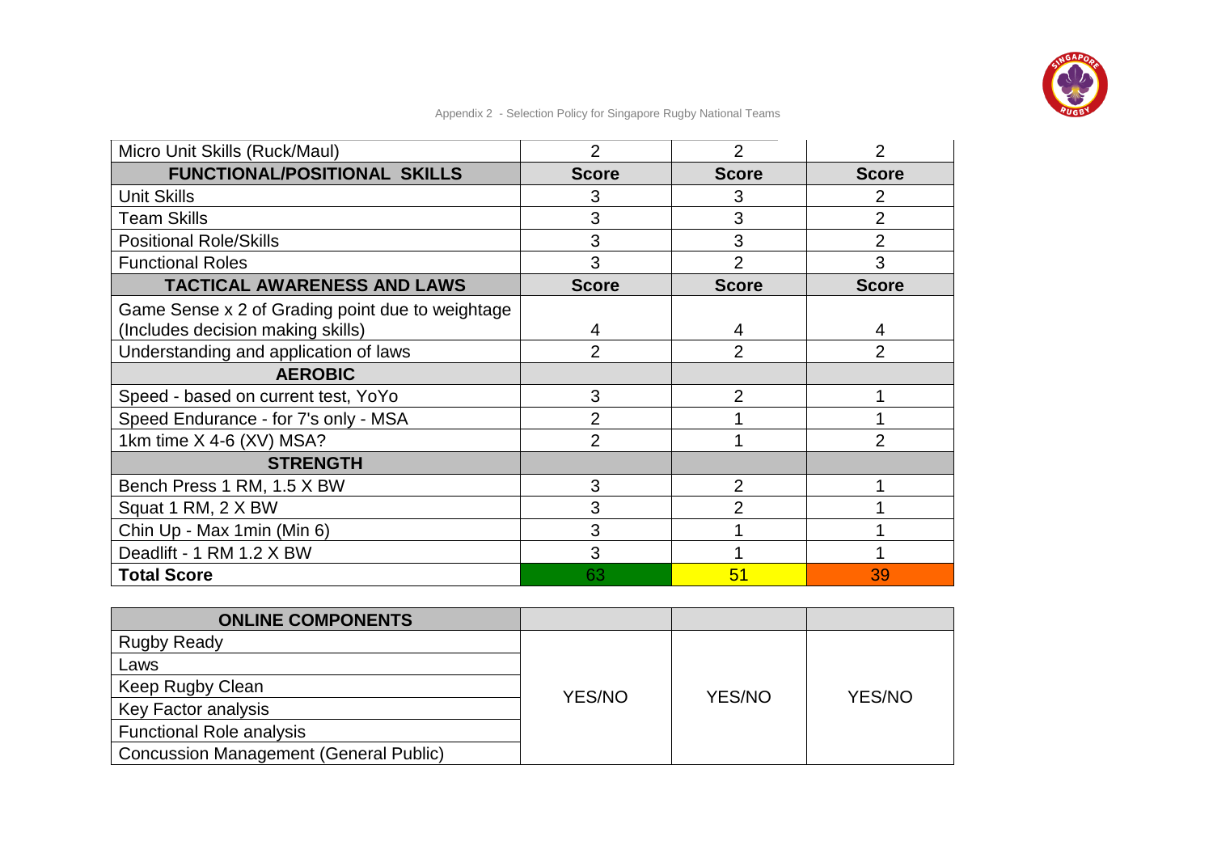| Micro Unit Skills (Ruck/Maul) | 2 | 2 | 2 |
| --- | --- | --- | --- |
| **FUNCTIONAL/POSITIONAL SKILLS** | **Score** | **Score** | **Score** |
| Unit Skills | 3 | 3 | 2 |
| Team Skills | 3 | 3 | 2 |
| Positional Role/Skills | 3 | 3 | 2 |
| Functional Roles | 3 | 2 | 3 |
| **TACTICAL AWARENESS AND LAWS** | **Score** | **Score** | **Score** |
| Game Sense x 2 of Grading point due to weightage (Includes decision making skills) | 4 | 4 | 4 |
| Understanding and application of laws | 2 | 2 | 2 |
| **AEROBIC** | | | |
| Speed - based on current test, YoYo | 3 | 2 | 1 |
| Speed Endurance - for 7's only - MSA | 2 | 1 | 1 |
| 1km time X 4-6 (XV) MSA? | 2 | 1 | 2 |
| **STRENGTH** | | | |
| Bench Press 1 RM, 1.5 X BW | 3 | 2 | 1 |
| Squat 1 RM, 2 X BW | 3 | 2 | 1 |
| Chin Up - Max 1min (Min 6) | 3 | 1 | 1 |
| Deadlift - 1 RM 1.2 X BW | 3 | 1 | 1 |
| **Total Score** | 63 | 51 | 39 |

| **ONLINE COMPONENTS** | | | |
| --- | --- | --- | --- |
| Rugby Ready | YES/NO | YES/NO | YES/NO |
| Laws | | | |
| Keep Rugby Clean | | | |
| Key Factor analysis | | | |
| Functional Role analysis | | | |
| Concussion Management (General Public) | | | |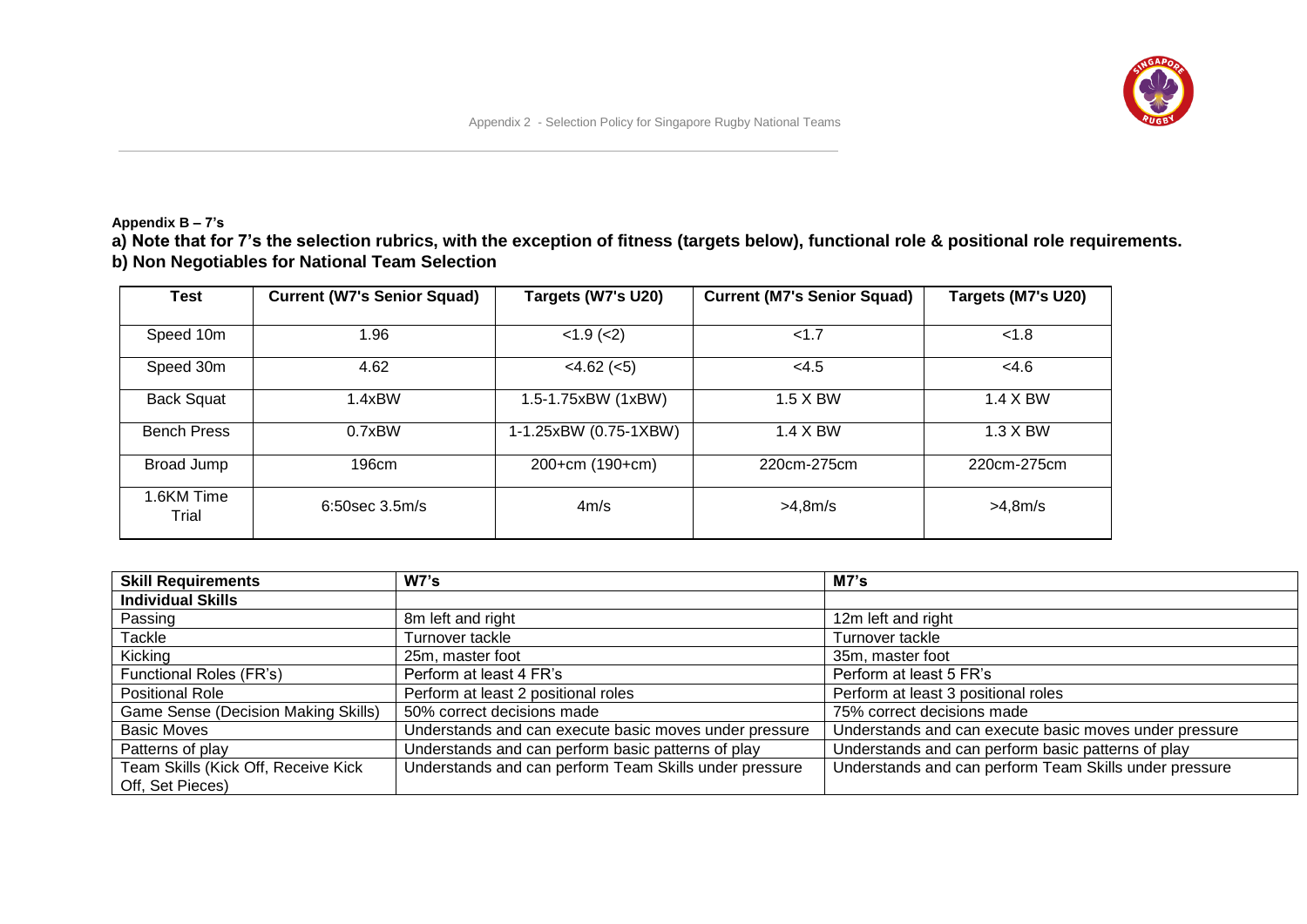**Appendix B – 7's**

**a) Note that for 7's the selection rubrics, with the exception of fitness (targets below), functional role & positional role requirements.**
**b) Non Negotiables for National Team Selection**

| Test | Current (W7's Senior Squad) | Targets (W7's U20) | Current (M7's Senior Squad) | Targets (M7's U20) |
|---|---|---|---|---|
| Speed 10m | 1.96 | <1.9 (<2) | <1.7 | <1.8 |
| Speed 30m | 4.62 | <4.62 (<5) | <4.5 | <4.6 |
| Back Squat | 1.4xBW | 1.5-1.75xBW (1xBW) | 1.5 X BW | 1.4 X BW |
| Bench Press | 0.7xBW | 1-1.25xBW (0.75-1XBW) | 1.4 X BW | 1.3 X BW |
| Broad Jump | 196cm | 200+cm (190+cm) | 220cm-275cm | 220cm-275cm |
| 1.6KM Time Trial | 6:50sec 3.5m/s | 4m/s | >4,8m/s | >4,8m/s |

| Skill Requirements | W7's | M7's |
|---|---|---|
| **Individual Skills** | | |
| Passing | 8m left and right | 12m left and right |
| Tackle | Turnover tackle | Turnover tackle |
| Kicking | 25m, master foot | 35m, master foot |
| Functional Roles (FR's) | Perform at least 4 FR's | Perform at least 5 FR's |
| Positional Role | Perform at least 2 positional roles | Perform at least 3 positional roles |
| Game Sense (Decision Making Skills) | 50% correct decisions made | 75% correct decisions made |
| Basic Moves | Understands and can execute basic moves under pressure | Understands and can execute basic moves under pressure |
| Patterns of play | Understands and can perform basic patterns of play | Understands and can perform basic patterns of play |
| Team Skills (Kick Off, Receive Kick Off, Set Pieces) | Understands and can perform Team Skills under pressure | Understands and can perform Team Skills under pressure |